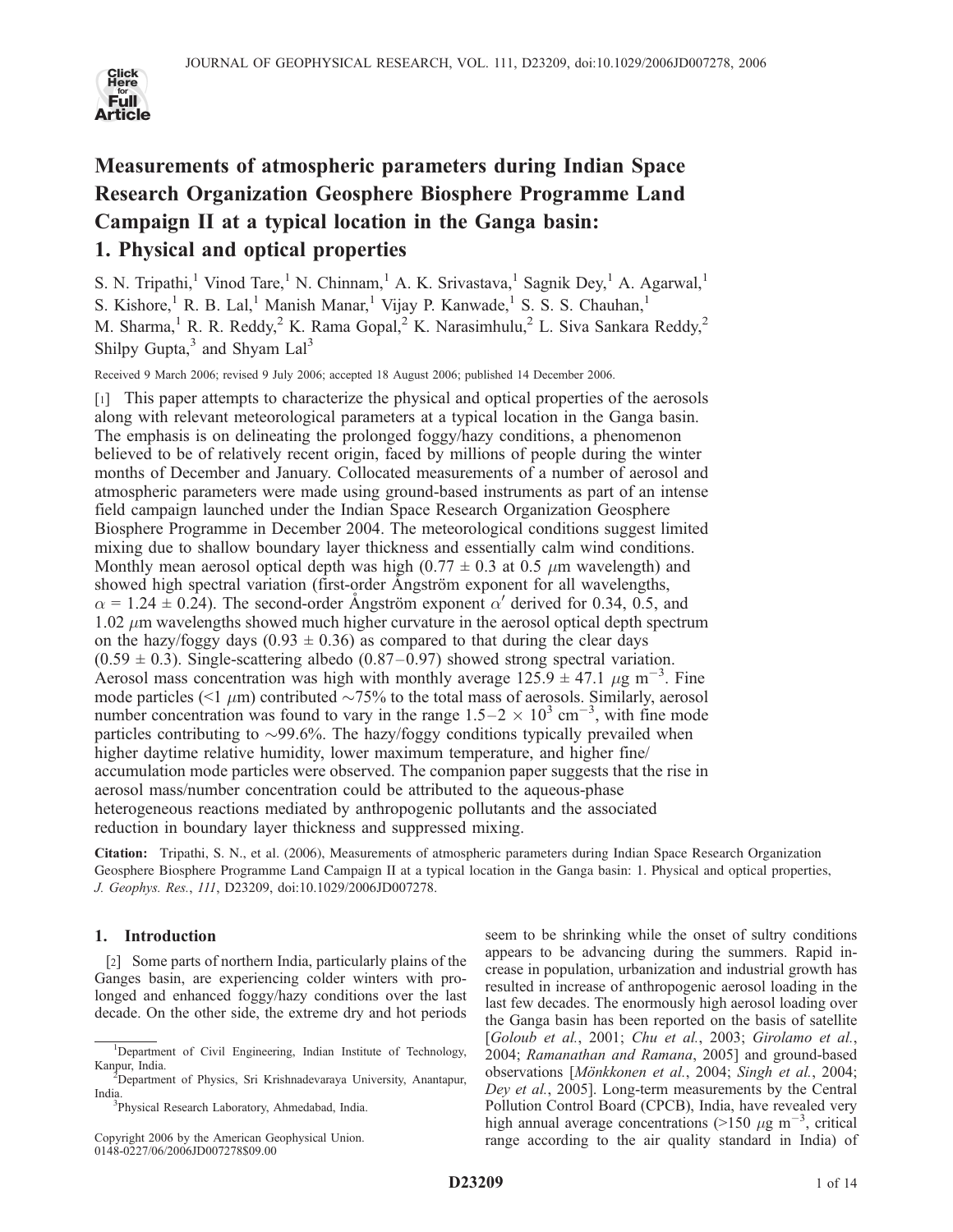# Measurements of atmospheric parameters during Indian Space Research Organization Geosphere Biosphere Programme Land Campaign II at a typical location in the Ganga basin: 1. Physical and optical properties

S. N. Tripathi,[1] Vinod Tare,[1] N. Chinnam,[1] A. K. Srivastava,[1] Sagnik Dey,[1] A. Agarwal,[1] S. Kishore,[1] R. B. Lal,[1] Manish Manar,[1] Vijay P. Kanwade,[1] S. S. S. Chauhan,[1] M. Sharma,[1] R. R. Reddy,[2] K. Rama Gopal,[2] K. Narasimhulu,[2] L. Siva Sankara Reddy,[2] Shilpy Gupta,[3] and Shyam Lal[3]

Received 9 March 2006; revised 9 July 2006; accepted 18 August 2006; published 14 December 2006.

[1] This paper attempts to characterize the physical and optical properties of the aerosols along with relevant meteorological parameters at a typical location in the Ganga basin. The emphasis is on delineating the prolonged foggy/hazy conditions, a phenomenon believed to be of relatively recent origin, faced by millions of people during the winter months of December and January. Collocated measurements of a number of aerosol and atmospheric parameters were made using ground-based instruments as part of an intense field campaign launched under the Indian Space Research Organization Geosphere Biosphere Programme in December 2004. The meteorological conditions suggest limited mixing due to shallow boundary layer thickness and essentially calm wind conditions. Monthly mean aerosol optical depth was high ($0.77 \pm 0.3$ at 0.5 $\mu$m wavelength) and showed high spectral variation (first-order Ångström exponent for all wavelengths, $\alpha = 1.24 \pm 0.24$). The second-order Ångström exponent $\alpha'$ derived for 0.34, 0.5, and 1.02 $\mu$m wavelengths showed much higher curvature in the aerosol optical depth spectrum on the hazy/foggy days ($0.93 \pm 0.36$) as compared to that during the clear days ($0.59 \pm 0.3$). Single-scattering albedo (0.87–0.97) showed strong spectral variation. Aerosol mass concentration was high with monthly average $125.9 \pm 47.1$ $\mu$g m$^{-3}$. Fine mode particles (<1 $\mu$m) contributed ~75% to the total mass of aerosols. Similarly, aerosol number concentration was found to vary in the range $1.5–2 \times 10^3$ cm$^{-3}$, with fine mode particles contributing to ~99.6%. The hazy/foggy conditions typically prevailed when higher daytime relative humidity, lower maximum temperature, and higher fine/accumulation mode particles were observed. The companion paper suggests that the rise in aerosol mass/number concentration could be attributed to the aqueous-phase heterogeneous reactions mediated by anthropogenic pollutants and the associated reduction in boundary layer thickness and suppressed mixing.

**Citation:** Tripathi, S. N., et al. (2006), Measurements of atmospheric parameters during Indian Space Research Organization Geosphere Biosphere Programme Land Campaign II at a typical location in the Ganga basin: 1. Physical and optical properties, *J. Geophys. Res.*, *111*, D23209, doi:10.1029/2006JD007278.

## 1. Introduction

[2] Some parts of northern India, particularly plains of the Ganges basin, are experiencing colder winters with prolonged and enhanced foggy/hazy conditions over the last decade. On the other side, the extreme dry and hot periods seem to be shrinking while the onset of sultry conditions appears to be advancing during the summers. Rapid increase in population, urbanization and industrial growth has resulted in increase of anthropogenic aerosol loading in the last few decades. The enormously high aerosol loading over the Ganga basin has been reported on the basis of satellite [*Goloub et al.*, 2001; *Chu et al.*, 2003; *Girolamo et al.*, 2004; *Ramanathan and Ramana*, 2005] and ground-based observations [*Mönkkonen et al.*, 2004; *Singh et al.*, 2004; *Dey et al.*, 2005]. Long-term measurements by the Central Pollution Control Board (CPCB), India, have revealed very high annual average concentrations (>150 $\mu$g m$^{-3}$, critical range according to the air quality standard in India) of

[1] Department of Civil Engineering, Indian Institute of Technology, Kanpur, India.

[2] Department of Physics, Sri Krishnadevaraya University, Anantapur, India.

[3] Physical Research Laboratory, Ahmedabad, India.

Copyright 2006 by the American Geophysical Union. 0148-0227/06/2006JD007278$09.00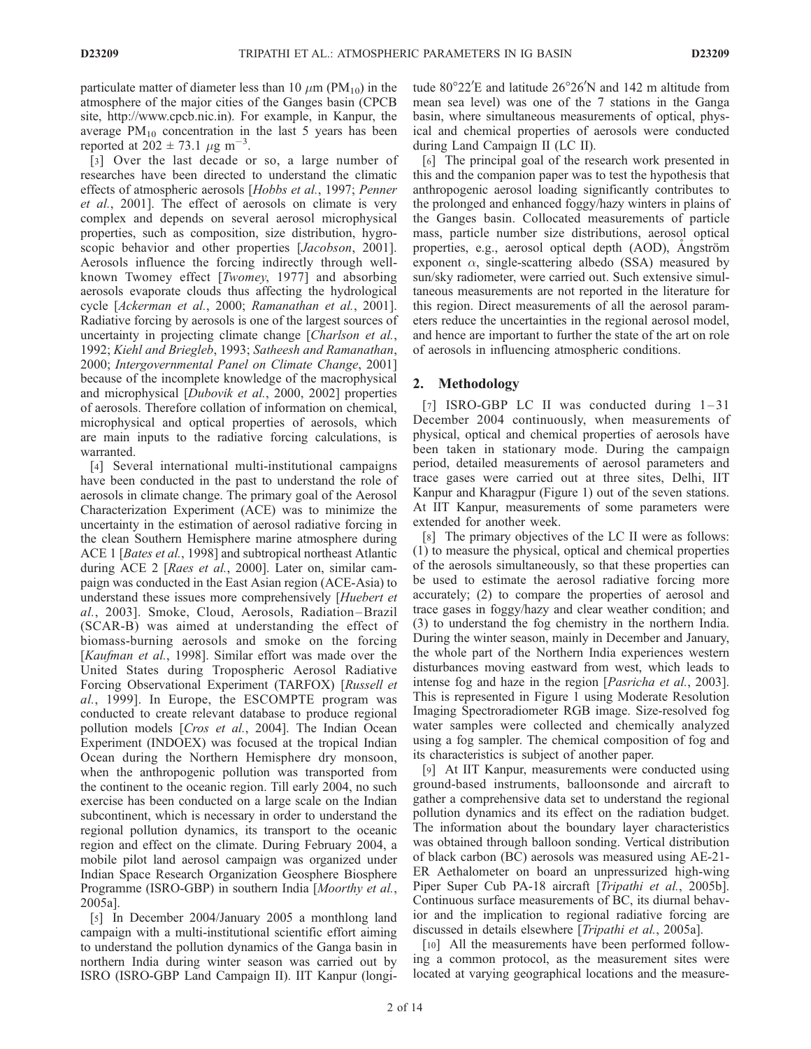particulate matter of diameter less than 10 $\mu$m ($PM_{10}$) in the atmosphere of the major cities of the Ganges basin (CPCB site, http://www.cpcb.nic.in). For example, in Kanpur, the average $PM_{10}$ concentration in the last 5 years has been reported at $202 \pm 73.1$ $\mu$g m$^{-3}$.

[3] Over the last decade or so, a large number of researches have been directed to understand the climatic effects of atmospheric aerosols [*Hobbs et al.*, 1997; *Penner et al.*, 2001]. The effect of aerosols on climate is very complex and depends on several aerosol microphysical properties, such as composition, size distribution, hygroscopic behavior and other properties [*Jacobson*, 2001]. Aerosols influence the forcing indirectly through well-known Twomey effect [*Twomey*, 1977] and absorbing aerosols evaporate clouds thus affecting the hydrological cycle [*Ackerman et al.*, 2000; *Ramanathan et al.*, 2001]. Radiative forcing by aerosols is one of the largest sources of uncertainty in projecting climate change [*Charlson et al.*, 1992; *Kiehl and Briegleb*, 1993; *Satheesh and Ramanathan*, 2000; *Intergovernmental Panel on Climate Change*, 2001] because of the incomplete knowledge of the macrophysical and microphysical [*Dubovik et al.*, 2000, 2002] properties of aerosols. Therefore collation of information on chemical, microphysical and optical properties of aerosols, which are main inputs to the radiative forcing calculations, is warranted.

[4] Several international multi-institutional campaigns have been conducted in the past to understand the role of aerosols in climate change. The primary goal of the Aerosol Characterization Experiment (ACE) was to minimize the uncertainty in the estimation of aerosol radiative forcing in the clean Southern Hemisphere marine atmosphere during ACE 1 [*Bates et al.*, 1998] and subtropical northeast Atlantic during ACE 2 [*Raes et al.*, 2000]. Later on, similar campaign was conducted in the East Asian region (ACE-Asia) to understand these issues more comprehensively [*Huebert et al.*, 2003]. Smoke, Cloud, Aerosols, Radiation–Brazil (SCAR-B) was aimed at understanding the effect of biomass-burning aerosols and smoke on the forcing [*Kaufman et al.*, 1998]. Similar effort was made over the United States during Tropospheric Aerosol Radiative Forcing Observational Experiment (TARFOX) [*Russell et al.*, 1999]. In Europe, the ESCOMPTE program was conducted to create relevant database to produce regional pollution models [*Cros et al.*, 2004]. The Indian Ocean Experiment (INDOEX) was focused at the tropical Indian Ocean during the Northern Hemisphere dry monsoon, when the anthropogenic pollution was transported from the continent to the oceanic region. Till early 2004, no such exercise has been conducted on a large scale on the Indian subcontinent, which is necessary in order to understand the regional pollution dynamics, its transport to the oceanic region and effect on the climate. During February 2004, a mobile pilot land aerosol campaign was organized under Indian Space Research Organization Geosphere Biosphere Programme (ISRO-GBP) in southern India [*Moorthy et al.*, 2005a].

[5] In December 2004/January 2005 a monthlong land campaign with a multi-institutional scientific effort aiming to understand the pollution dynamics of the Ganga basin in northern India during winter season was carried out by ISRO (ISRO-GBP Land Campaign II). IIT Kanpur (longitude 80°22′E and latitude 26°26′N and 142 m altitude from mean sea level) was one of the 7 stations in the Ganga basin, where simultaneous measurements of optical, physical and chemical properties of aerosols were conducted during Land Campaign II (LC II).

[6] The principal goal of the research work presented in this and the companion paper was to test the hypothesis that anthropogenic aerosol loading significantly contributes to the prolonged and enhanced foggy/hazy winters in plains of the Ganges basin. Collocated measurements of particle mass, particle number size distributions, aerosol optical properties, e.g., aerosol optical depth (AOD), Ångström exponent $\alpha$, single-scattering albedo (SSA) measured by sun/sky radiometer, were carried out. Such extensive simultaneous measurements are not reported in the literature for this region. Direct measurements of all the aerosol parameters reduce the uncertainties in the regional aerosol model, and hence are important to further the state of the art on role of aerosols in influencing atmospheric conditions.

## 2. Methodology

[7] ISRO-GBP LC II was conducted during 1–31 December 2004 continuously, when measurements of physical, optical and chemical properties of aerosols have been taken in stationary mode. During the campaign period, detailed measurements of aerosol parameters and trace gases were carried out at three sites, Delhi, IIT Kanpur and Kharagpur (Figure 1) out of the seven stations. At IIT Kanpur, measurements of some parameters were extended for another week.

[8] The primary objectives of the LC II were as follows: (1) to measure the physical, optical and chemical properties of the aerosols simultaneously, so that these properties can be used to estimate the aerosol radiative forcing more accurately; (2) to compare the properties of aerosol and trace gases in foggy/hazy and clear weather condition; and (3) to understand the fog chemistry in the northern India. During the winter season, mainly in December and January, the whole part of the Northern India experiences western disturbances moving eastward from west, which leads to intense fog and haze in the region [*Pasricha et al.*, 2003]. This is represented in Figure 1 using Moderate Resolution Imaging Spectroradiometer RGB image. Size-resolved fog water samples were collected and chemically analyzed using a fog sampler. The chemical composition of fog and its characteristics is subject of another paper.

[9] At IIT Kanpur, measurements were conducted using ground-based instruments, balloonsonde and aircraft to gather a comprehensive data set to understand the regional pollution dynamics and its effect on the radiation budget. The information about the boundary layer characteristics was obtained through balloon sonding. Vertical distribution of black carbon (BC) aerosols was measured using AE-21-ER Aethalometer on board an unpressurized high-wing Piper Super Cub PA-18 aircraft [*Tripathi et al.*, 2005b]. Continuous surface measurements of BC, its diurnal behavior and the implication to regional radiative forcing are discussed in details elsewhere [*Tripathi et al.*, 2005a].

[10] All the measurements have been performed following a common protocol, as the measurement sites were located at varying geographical locations and the measure-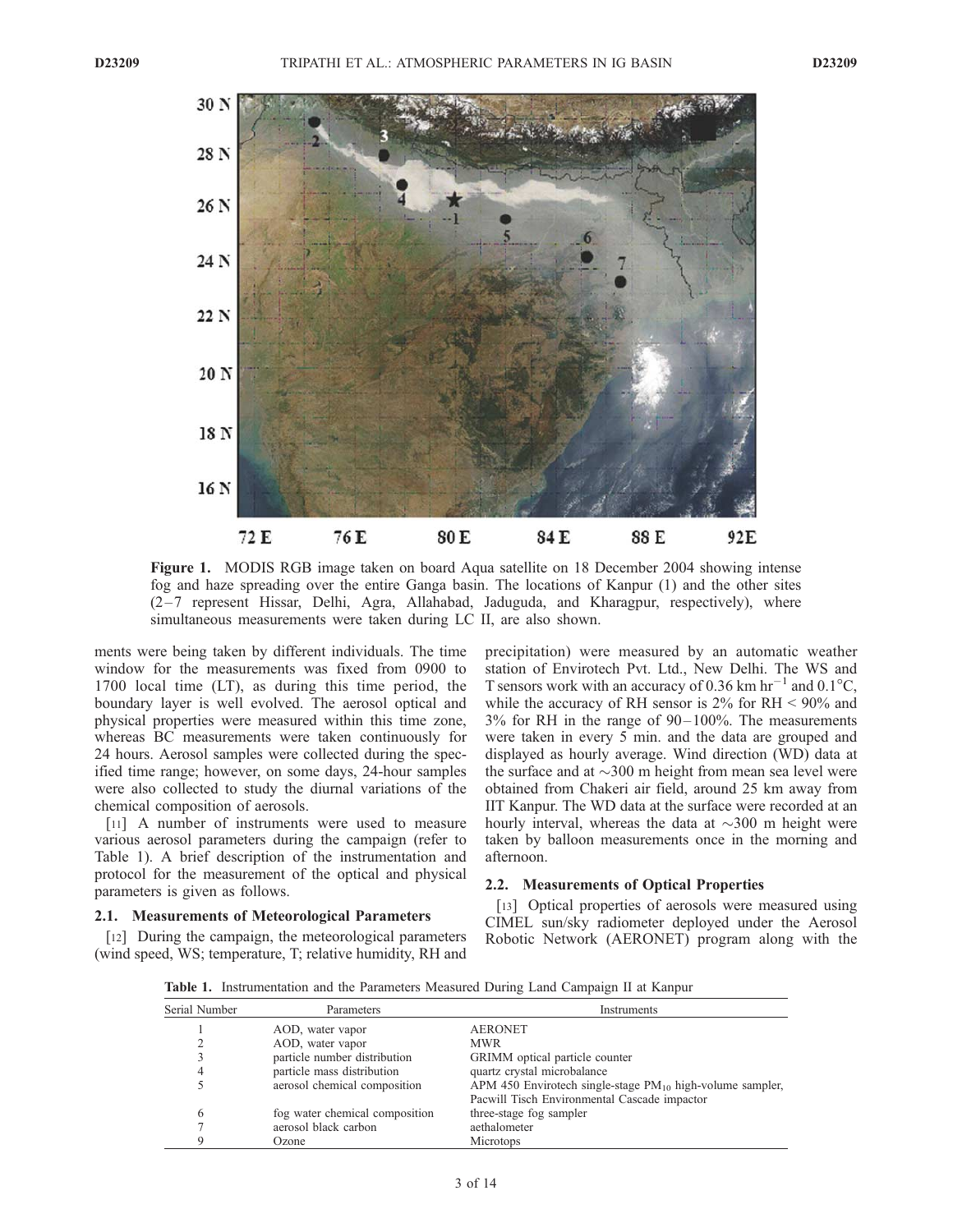Figure 1. MODIS RGB image taken on board Aqua satellite on 18 December 2004 showing intense fog and haze spreading over the entire Ganga basin. The locations of Kanpur (1) and the other sites (2–7 represent Hissar, Delhi, Agra, Allahabad, Jaduguda, and Kharagpur, respectively), where simultaneous measurements were taken during LC II, are also shown.

ments were being taken by different individuals. The time window for the measurements was fixed from 0900 to 1700 local time (LT), as during this time period, the boundary layer is well evolved. The aerosol optical and physical properties were measured within this time zone, whereas BC measurements were taken continuously for 24 hours. Aerosol samples were collected during the specified time range; however, on some days, 24-hour samples were also collected to study the diurnal variations of the chemical composition of aerosols.

[11] A number of instruments were used to measure various aerosol parameters during the campaign (refer to Table 1). A brief description of the instrumentation and protocol for the measurement of the optical and physical parameters is given as follows.

### 2.1. Measurements of Meteorological Parameters

[12] During the campaign, the meteorological parameters (wind speed, WS; temperature, T; relative humidity, RH and precipitation) were measured by an automatic weather station of Envirotech Pvt. Ltd., New Delhi. The WS and T sensors work with an accuracy of 0.36 km $hr^{-1}$ and 0.1°C, while the accuracy of RH sensor is 2% for RH < 90% and 3% for RH in the range of 90–100%. The measurements were taken in every 5 min. and the data are grouped and displayed as hourly average. Wind direction (WD) data at the surface and at ~300 m height from mean sea level were obtained from Chakeri air field, around 25 km away from IIT Kanpur. The WD data at the surface were recorded at an hourly interval, whereas the data at ~300 m height were taken by balloon measurements once in the morning and afternoon.

### 2.2. Measurements of Optical Properties

[13] Optical properties of aerosols were measured using CIMEL sun/sky radiometer deployed under the Aerosol Robotic Network (AERONET) program along with the

**Table 1.** Instrumentation and the Parameters Measured During Land Campaign II at Kanpur

| Serial Number | Parameters | Instruments |
|---|---|---|
| 1 | AOD, water vapor | AERONET |
| 2 | AOD, water vapor | MWR |
| 3 | particle number distribution | GRIMM optical particle counter |
| 4 | particle mass distribution | quartz crystal microbalance |
| 5 | aerosol chemical composition | APM 450 Envirotech single-stage $PM_{10}$ high-volume sampler, Pacwill Tisch Environmental Cascade impactor |
| 6 | fog water chemical composition | three-stage fog sampler |
| 7 | aerosol black carbon | aethalometer |
| 9 | Ozone | Microtops |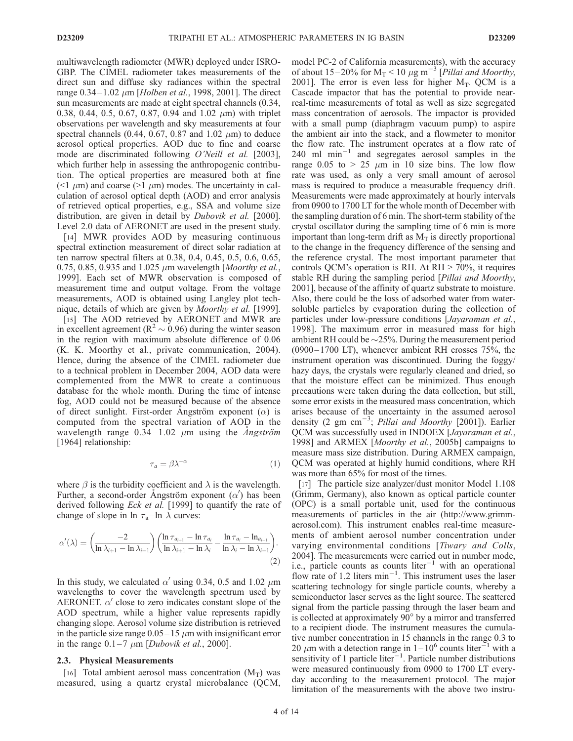multiwavelength radiometer (MWR) deployed under ISRO-GBP. The CIMEL radiometer takes measurements of the direct sun and diffuse sky radiances within the spectral range 0.34–1.02 $\mu$m [*Holben et al.*, 1998, 2001]. The direct sun measurements are made at eight spectral channels (0.34, 0.38, 0.44, 0.5, 0.67, 0.87, 0.94 and 1.02 $\mu$m) with triplet observations per wavelength and sky measurements at four spectral channels (0.44, 0.67, 0.87 and 1.02 $\mu$m) to deduce aerosol optical properties. AOD due to fine and coarse mode are discriminated following *O'Neill et al.* [2003], which further help in assessing the anthropogenic contribution. The optical properties are measured both at fine (<1 $\mu$m) and coarse (>1 $\mu$m) modes. The uncertainty in calculation of aerosol optical depth (AOD) and error analysis of retrieved optical properties, e.g., SSA and volume size distribution, are given in detail by *Dubovik et al.* [2000]. Level 2.0 data of AERONET are used in the present study.

[14] MWR provides AOD by measuring continuous spectral extinction measurement of direct solar radiation at ten narrow spectral filters at 0.38, 0.4, 0.45, 0.5, 0.6, 0.65, 0.75, 0.85, 0.935 and 1.025 $\mu$m wavelength [*Moorthy et al.*, 1999]. Each set of MWR observation is composed of measurement time and output voltage. From the voltage measurements, AOD is obtained using Langley plot technique, details of which are given by *Moorthy et al.* [1999].

[15] The AOD retrieved by AERONET and MWR are in excellent agreement ($R^2 \sim 0.96$) during the winter season in the region with maximum absolute difference of 0.06 (K. K. Moorthy et al., private communication, 2004). Hence, during the absence of the CIMEL radiometer due to a technical problem in December 2004, AOD data were complemented from the MWR to create a continuous database for the whole month. During the time of intense fog, AOD could not be measured because of the absence of direct sunlight. First-order Ångström exponent ($\alpha$) is computed from the spectral variation of AOD in the wavelength range 0.34–1.02 $\mu$m using the *Ångström* [1964] relationship:

$$\tau_a = \beta \lambda^{-\alpha} \tag{1}$$

where $\beta$ is the turbidity coefficient and $\lambda$ is the wavelength. Further, a second-order Ångström exponent ($\alpha'$) has been derived following *Eck et al.* [1999] to quantify the rate of change of slope in ln $\tau_a$–ln $\lambda$ curves:

$$\alpha'(\lambda) = \left(\frac{-2}{\ln\lambda_{i+1} - \ln\lambda_{i-1}}\right)\left(\frac{\ln\tau_{a_{i+1}} - \ln\tau_{a_i}}{\ln\lambda_{i+1} - \ln\lambda_i} - \frac{\ln\tau_{a_i} - \ln_{a_{i-1}}}{\ln\lambda_i - \ln\lambda_{i-1}}\right). \tag{2}$$

In this study, we calculated $\alpha'$ using 0.34, 0.5 and 1.02 $\mu$m wavelengths to cover the wavelength spectrum used by AERONET. $\alpha'$ close to zero indicates constant slope of the AOD spectrum, while a higher value represents rapidly changing slope. Aerosol volume size distribution is retrieved in the particle size range 0.05–15 $\mu$m with insignificant error in the range 0.1–7 $\mu$m [*Dubovik et al.*, 2000].

### 2.3. Physical Measurements

[16] Total ambient aerosol mass concentration ($M_T$) was measured, using a quartz crystal microbalance (QCM, model PC-2 of California measurements), with the accuracy of about 15–20% for $M_T < 10$ $\mu$g m$^{-3}$ [*Pillai and Moorthy*, 2001]. The error is even less for higher $M_T$. QCM is a Cascade impactor that has the potential to provide near-real-time measurements of total as well as size segregated mass concentration of aerosols. The impactor is provided with a small pump (diaphragm vacuum pump) to aspire the ambient air into the stack, and a flowmeter to monitor the flow rate. The instrument operates at a flow rate of 240 ml min$^{-1}$ and segregates aerosol samples in the range 0.05 to > 25 $\mu$m in 10 size bins. The low flow rate was used, as only a very small amount of aerosol mass is required to produce a measurable frequency drift. Measurements were made approximately at hourly intervals from 0900 to 1700 LT for the whole month of December with the sampling duration of 6 min. The short-term stability of the crystal oscillator during the sampling time of 6 min is more important than long-term drift as $M_T$ is directly proportional to the change in the frequency difference of the sensing and the reference crystal. The most important parameter that controls QCM's operation is RH. At RH > 70%, it requires stable RH during the sampling period [*Pillai and Moorthy*, 2001], because of the affinity of quartz substrate to moisture. Also, there could be the loss of adsorbed water from water-soluble particles by evaporation during the collection of particles under low-pressure conditions [*Jayaraman et al.*, 1998]. The maximum error in measured mass for high ambient RH could be ~25%. During the measurement period (0900–1700 LT), whenever ambient RH crosses 75%, the instrument operation was discontinued. During the foggy/hazy days, the crystals were regularly cleaned and dried, so that the moisture effect can be minimized. Thus enough precautions were taken during the data collection, but still, some error exists in the measured mass concentration, which arises because of the uncertainty in the assumed aerosol density (2 gm cm$^{-3}$; *Pillai and Moorthy* [2001]). Earlier QCM was successfully used in INDOEX [*Jayaraman et al.*, 1998] and ARMEX [*Moorthy et al.*, 2005b] campaigns to measure mass size distribution. During ARMEX campaign, QCM was operated at highly humid conditions, where RH was more than 65% for most of the times.

[17] The particle size analyzer/dust monitor Model 1.108 (Grimm, Germany), also known as optical particle counter (OPC) is a small portable unit, used for the continuous measurements of particles in the air (http://www.grimm-aerosol.com). This instrument enables real-time measurements of ambient aerosol number concentration under varying environmental conditions [*Tiwary and Colls*, 2004]. The measurements were carried out in number mode, i.e., particle counts as counts liter$^{-1}$ with an operational flow rate of 1.2 liters min$^{-1}$. This instrument uses the laser scattering technology for single particle counts, whereby a semiconductor laser serves as the light source. The scattered signal from the particle passing through the laser beam and is collected at approximately 90° by a mirror and transferred to a recipient diode. The instrument measures the cumulative number concentration in 15 channels in the range 0.3 to 20 $\mu$m with a detection range in 1–10$^6$ counts liter$^{-1}$ with a sensitivity of 1 particle liter$^{-1}$. Particle number distributions were measured continuously from 0900 to 1700 LT everyday according to the measurement protocol. The major limitation of the measurements with the above two instru-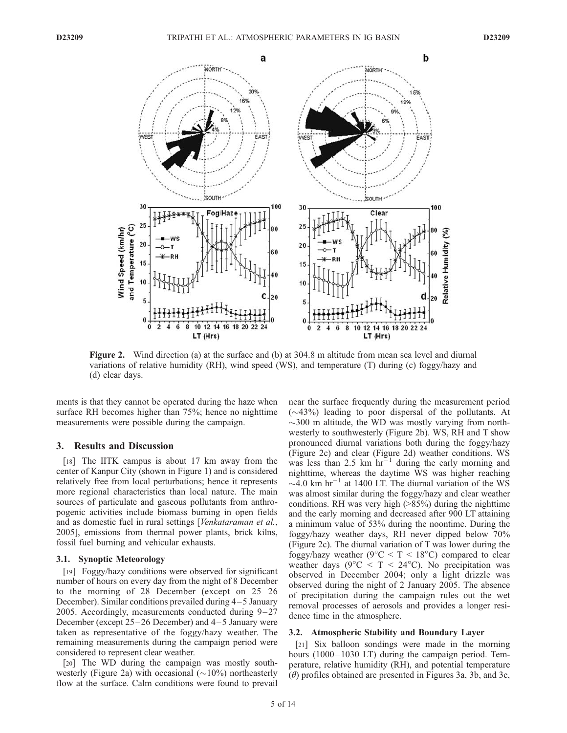**Figure 2.** Wind direction (a) at the surface and (b) at 304.8 m altitude from mean sea level and diurnal variations of relative humidity (RH), wind speed (WS), and temperature (T) during (c) foggy/hazy and (d) clear days.

ments is that they cannot be operated during the haze when surface RH becomes higher than 75%; hence no nighttime measurements were possible during the campaign.

## 3. Results and Discussion

[18] The IITK campus is about 17 km away from the center of Kanpur City (shown in Figure 1) and is considered relatively free from local perturbations; hence it represents more regional characteristics than local nature. The main sources of particulate and gaseous pollutants from anthropogenic activities include biomass burning in open fields and as domestic fuel in rural settings [*Venkataraman et al.*, 2005], emissions from thermal power plants, brick kilns, fossil fuel burning and vehicular exhausts.

### 3.1. Synoptic Meteorology

[19] Foggy/hazy conditions were observed for significant number of hours on every day from the night of 8 December to the morning of 28 December (except on 25–26 December). Similar conditions prevailed during 4–5 January 2005. Accordingly, measurements conducted during 9–27 December (except 25–26 December) and 4–5 January were taken as representative of the foggy/hazy weather. The remaining measurements during the campaign period were considered to represent clear weather.

[20] The WD during the campaign was mostly southwesterly (Figure 2a) with occasional (~10%) northeasterly flow at the surface. Calm conditions were found to prevail near the surface frequently during the measurement period (~43%) leading to poor dispersal of the pollutants. At ~300 m altitude, the WD was mostly varying from northwesterly to southwesterly (Figure 2b). WS, RH and T show pronounced diurnal variations both during the foggy/hazy (Figure 2c) and clear (Figure 2d) weather conditions. WS was less than 2.5 km $hr^{-1}$ during the early morning and nighttime, whereas the daytime WS was higher reaching ~4.0 km $hr^{-1}$ at 1400 LT. The diurnal variation of the WS was almost similar during the foggy/hazy and clear weather conditions. RH was very high (>85%) during the nighttime and the early morning and decreased after 900 LT attaining a minimum value of 53% during the noontime. During the foggy/hazy weather days, RH never dipped below 70% (Figure 2c). The diurnal variation of T was lower during the foggy/hazy weather (9°C < T < 18°C) compared to clear weather days (9°C < T < 24°C). No precipitation was observed in December 2004; only a light drizzle was observed during the night of 2 January 2005. The absence of precipitation during the campaign rules out the wet removal processes of aerosols and provides a longer residence time in the atmosphere.

### 3.2. Atmospheric Stability and Boundary Layer

[21] Six balloon sondings were made in the morning hours (1000–1030 LT) during the campaign period. Temperature, relative humidity (RH), and potential temperature ($\theta$) profiles obtained are presented in Figures 3a, 3b, and 3c,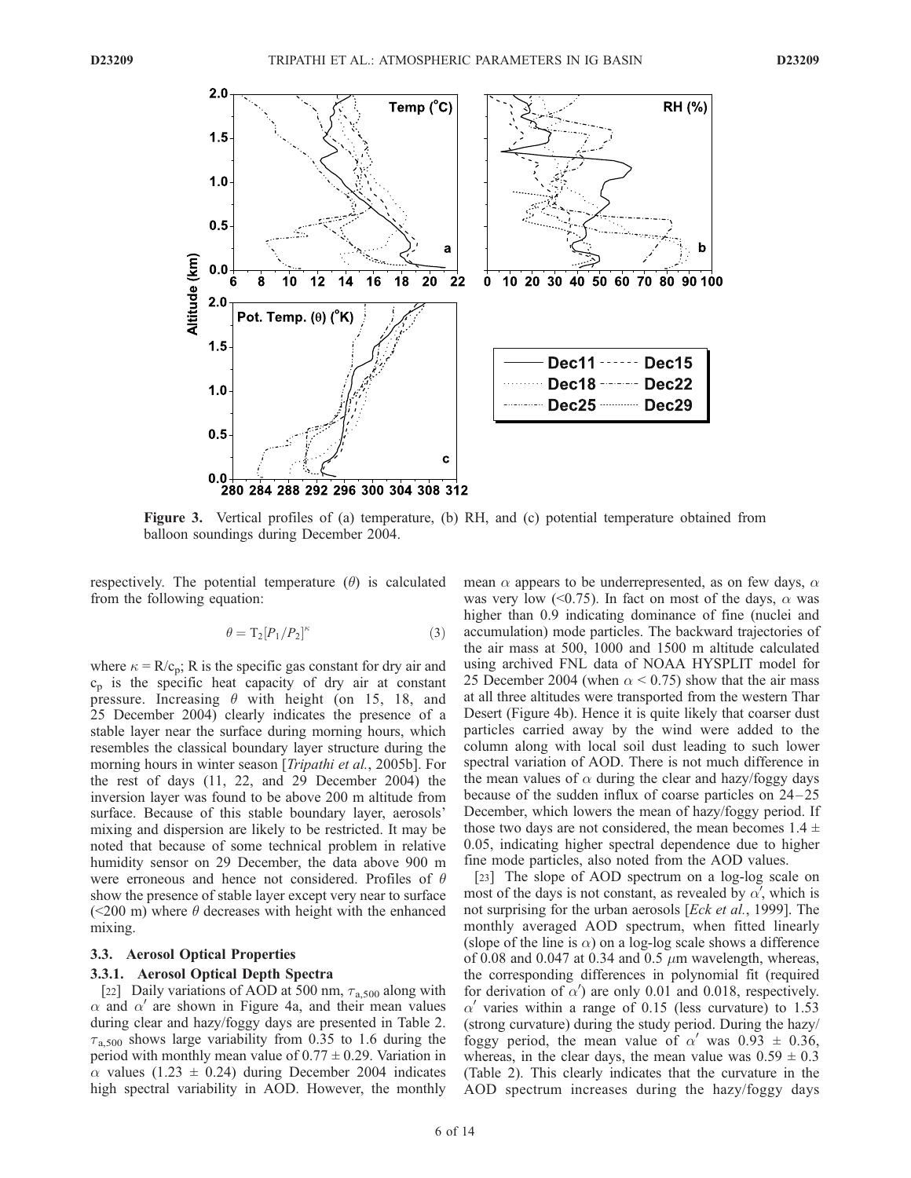**Figure 3.** Vertical profiles of (a) temperature, (b) RH, and (c) potential temperature obtained from balloon soundings during December 2004.

respectively. The potential temperature ($\theta$) is calculated from the following equation:

$$\theta = T_2[P_1/P_2]^{\kappa} \quad (3)$$

where $\kappa = R/c_p$; R is the specific gas constant for dry air and $c_p$ is the specific heat capacity of dry air at constant pressure. Increasing $\theta$ with height (on 15, 18, and 25 December 2004) clearly indicates the presence of a stable layer near the surface during morning hours, which resembles the classical boundary layer structure during the morning hours in winter season [*Tripathi et al.*, 2005b]. For the rest of days (11, 22, and 29 December 2004) the inversion layer was found to be above 200 m altitude from surface. Because of this stable boundary layer, aerosols' mixing and dispersion are likely to be restricted. It may be noted that because of some technical problem in relative humidity sensor on 29 December, the data above 900 m were erroneous and hence not considered. Profiles of $\theta$ show the presence of stable layer except very near to surface (<200 m) where $\theta$ decreases with height with the enhanced mixing.

### 3.3. Aerosol Optical Properties

#### 3.3.1. Aerosol Optical Depth Spectra

[22] Daily variations of AOD at 500 nm, $\tau_{a,500}$ along with $\alpha$ and $\alpha'$ are shown in Figure 4a, and their mean values during clear and hazy/foggy days are presented in Table 2. $\tau_{a,500}$ shows large variability from 0.35 to 1.6 during the period with monthly mean value of $0.77 \pm 0.29$. Variation in $\alpha$ values ($1.23 \pm 0.24$) during December 2004 indicates high spectral variability in AOD. However, the monthly mean $\alpha$ appears to be underrepresented, as on few days, $\alpha$ was very low (<0.75). In fact on most of the days, $\alpha$ was higher than 0.9 indicating dominance of fine (nuclei and accumulation) mode particles. The backward trajectories of the air mass at 500, 1000 and 1500 m altitude calculated using archived FNL data of NOAA HYSPLIT model for 25 December 2004 (when $\alpha$ < 0.75) show that the air mass at all three altitudes were transported from the western Thar Desert (Figure 4b). Hence it is quite likely that coarser dust particles carried away by the wind were added to the column along with local soil dust leading to such lower spectral variation of AOD. There is not much difference in the mean values of $\alpha$ during the clear and hazy/foggy days because of the sudden influx of coarse particles on 24–25 December, which lowers the mean of hazy/foggy period. If those two days are not considered, the mean becomes $1.4 \pm 0.05$, indicating higher spectral dependence due to higher fine mode particles, also noted from the AOD values.

[23] The slope of AOD spectrum on a log-log scale on most of the days is not constant, as revealed by $\alpha'$, which is not surprising for the urban aerosols [*Eck et al.*, 1999]. The monthly averaged AOD spectrum, when fitted linearly (slope of the line is $\alpha$) on a log-log scale shows a difference of 0.08 and 0.047 at 0.34 and 0.5 $\mu$m wavelength, whereas, the corresponding differences in polynomial fit (required for derivation of $\alpha'$) are only 0.01 and 0.018, respectively. $\alpha'$ varies within a range of 0.15 (less curvature) to 1.53 (strong curvature) during the study period. During the hazy/foggy period, the mean value of $\alpha'$ was $0.93 \pm 0.36$, whereas, in the clear days, the mean value was $0.59 \pm 0.3$ (Table 2). This clearly indicates that the curvature in the AOD spectrum increases during the hazy/foggy days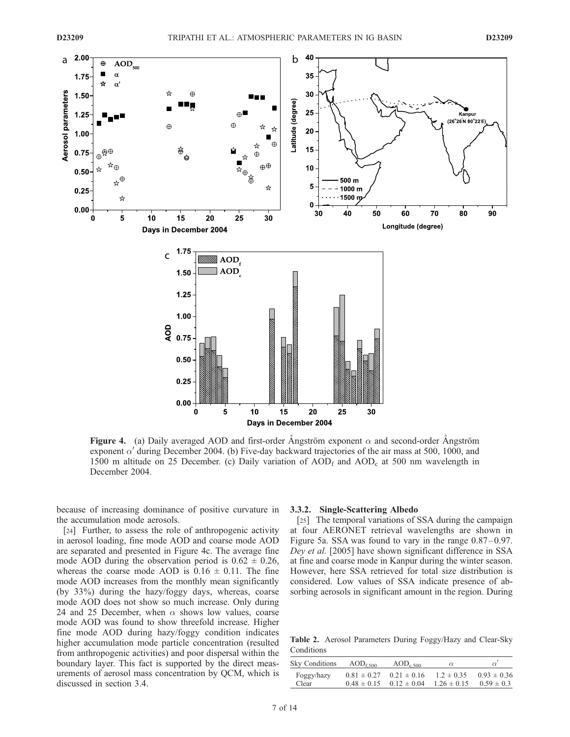Figure 4. (a) Daily averaged AOD and first-order Ångström exponent $\alpha$ and second-order Ångström exponent $\alpha'$ during December 2004. (b) Five-day backward trajectories of the air mass at 500, 1000, and 1500 m altitude on 25 December. (c) Daily variation of $AOD_f$ and $AOD_c$ at 500 nm wavelength in December 2004.

because of increasing dominance of positive curvature in the accumulation mode aerosols.

[24] Further, to assess the role of anthropogenic activity in aerosol loading, fine mode AOD and coarse mode AOD are separated and presented in Figure 4c. The average fine mode AOD during the observation period is $0.62 \pm 0.26$, whereas the coarse mode AOD is $0.16 \pm 0.11$. The fine mode AOD increases from the monthly mean significantly (by 33%) during the hazy/foggy days, whereas, coarse mode AOD does not show so much increase. Only during 24 and 25 December, when $\alpha$ shows low values, coarse mode AOD was found to show threefold increase. Higher fine mode AOD during hazy/foggy condition indicates higher accumulation mode particle concentration (resulted from anthropogenic activities) and poor dispersal within the boundary layer. This fact is supported by the direct measurements of aerosol mass concentration by QCM, which is discussed in section 3.4.

### 3.3.2. Single-Scattering Albedo

[25] The temporal variations of SSA during the campaign at four AERONET retrieval wavelengths are shown in Figure 5a. SSA was found to vary in the range 0.87–0.97. *Dey et al.* [2005] have shown significant difference in SSA at fine and coarse mode in Kanpur during the winter season. However, here SSA retrieved for total size distribution is considered. Low values of SSA indicate presence of absorbing aerosols in significant amount in the region. During

**Table 2.** Aerosol Parameters During Foggy/Hazy and Clear-Sky Conditions

| Sky Conditions | $AOD_{f,500}$ | $AOD_{c,500}$ | $\alpha$ | $\alpha'$ |
|---|---|---|---|---|
| Foggy/hazy | $0.81 \pm 0.27$ | $0.21 \pm 0.16$ | $1.2 \pm 0.35$ | $0.93 \pm 0.36$ |
| Clear | $0.48 \pm 0.15$ | $0.12 \pm 0.04$ | $1.26 \pm 0.15$ | $0.59 \pm 0.3$ |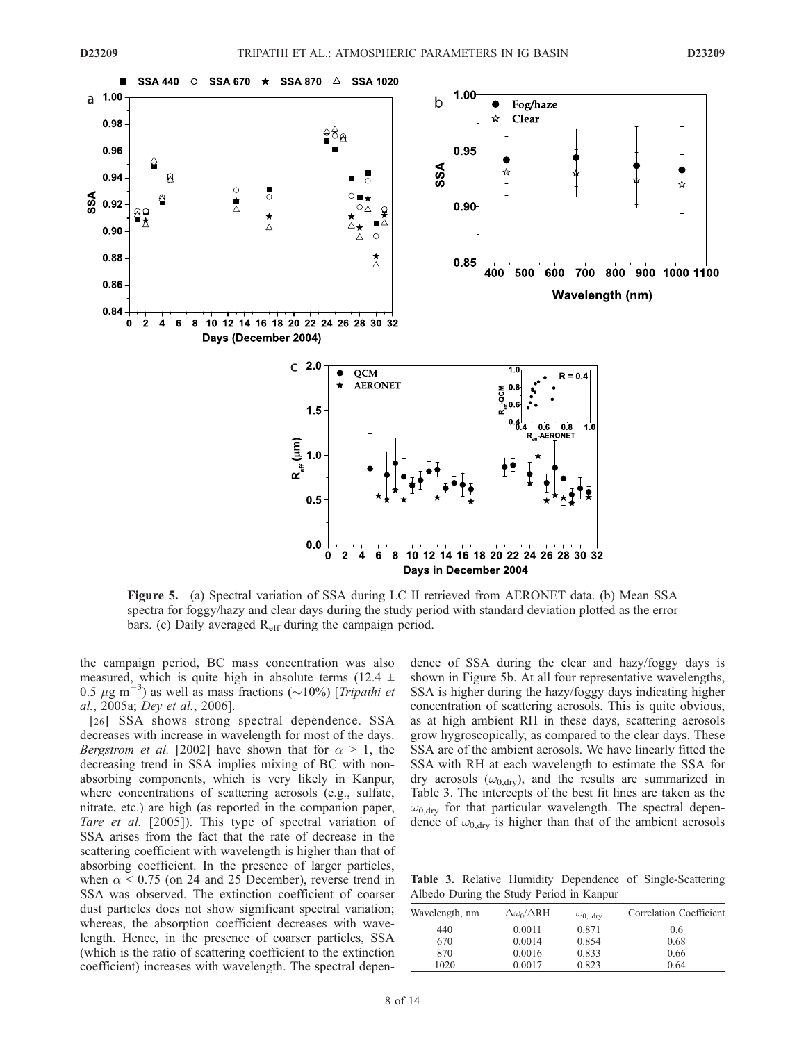**Figure 5.** (a) Spectral variation of SSA during LC II retrieved from AERONET data. (b) Mean SSA spectra for foggy/hazy and clear days during the study period with standard deviation plotted as the error bars. (c) Daily averaged $R_{eff}$ during the campaign period.

the campaign period, BC mass concentration was also measured, which is quite high in absolute terms ($12.4 \pm 0.5\ \mu g\ m^{-3}$) as well as mass fractions (~10%) [*Tripathi et al.*, 2005a; *Dey et al.*, 2006].

[26] SSA shows strong spectral dependence. SSA decreases with increase in wavelength for most of the days. *Bergstrom et al.* [2002] have shown that for $\alpha > 1$, the decreasing trend in SSA implies mixing of BC with nonabsorbing components, which is very likely in Kanpur, where concentrations of scattering aerosols (e.g., sulfate, nitrate, etc.) are high (as reported in the companion paper, *Tare et al.* [2005]). This type of spectral variation of SSA arises from the fact that the rate of decrease in the scattering coefficient with wavelength is higher than that of absorbing coefficient. In the presence of larger particles, when $\alpha < 0.75$ (on 24 and 25 December), reverse trend in SSA was observed. The extinction coefficient of coarser dust particles does not show significant spectral variation; whereas, the absorption coefficient decreases with wavelength. Hence, in the presence of coarser particles, SSA (which is the ratio of scattering coefficient to the extinction coefficient) increases with wavelength. The spectral dependence of SSA during the clear and hazy/foggy days is shown in Figure 5b. At all four representative wavelengths, SSA is higher during the hazy/foggy days indicating higher concentration of scattering aerosols. This is quite obvious, as at high ambient RH in these days, scattering aerosols grow hygroscopically, as compared to the clear days. These SSA are of the ambient aerosols. We have linearly fitted the SSA with RH at each wavelength to estimate the SSA for dry aerosols ($\omega_{0,dry}$), and the results are summarized in Table 3. The intercepts of the best fit lines are taken as the $\omega_{0,dry}$ for that particular wavelength. The spectral dependence of $\omega_{0,dry}$ is higher than that of the ambient aerosols

**Table 3.** Relative Humidity Dependence of Single-Scattering Albedo During the Study Period in Kanpur

| Wavelength, nm | $\Delta\omega_0/\Delta$RH | $\omega_{0,\ dry}$ | Correlation Coefficient |
|---|---|---|---|
| 440 | 0.0011 | 0.871 | 0.6 |
| 670 | 0.0014 | 0.854 | 0.68 |
| 870 | 0.0016 | 0.833 | 0.66 |
| 1020 | 0.0017 | 0.823 | 0.64 |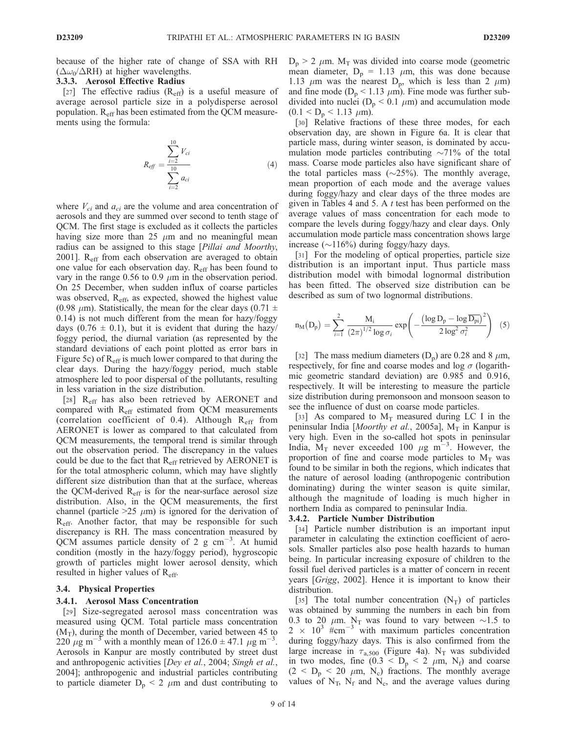because of the higher rate of change of SSA with RH ($\Delta\omega_0/\Delta$RH) at higher wavelengths.

#### 3.3.3. Aerosol Effective Radius

[27] The effective radius ($R_{eff}$) is a useful measure of average aerosol particle size in a polydisperse aerosol population. $R_{eff}$ has been estimated from the QCM measurements using the formula:

$$R_{eff} = \frac{\sum_{i=2}^{10} V_{ci}}{\sum_{i=2}^{10} a_{ci}} \quad (4)$$

where $V_{ci}$ and $a_{ci}$ are the volume and area concentration of aerosols and they are summed over second to tenth stage of QCM. The first stage is excluded as it collects the particles having size more than 25 $\mu$m and no meaningful mean radius can be assigned to this stage [*Pillai and Moorthy*, 2001]. $R_{eff}$ from each observation are averaged to obtain one value for each observation day. $R_{eff}$ has been found to vary in the range 0.56 to 0.9 $\mu$m in the observation period. On 25 December, when sudden influx of coarse particles was observed, $R_{eff}$, as expected, showed the highest value (0.98 $\mu$m). Statistically, the mean for the clear days (0.71 $\pm$ 0.14) is not much different from the mean for hazy/foggy days (0.76 $\pm$ 0.1), but it is evident that during the hazy/foggy period, the diurnal variation (as represented by the standard deviations of each point plotted as error bars in Figure 5c) of $R_{eff}$ is much lower compared to that during the clear days. During the hazy/foggy period, much stable atmosphere led to poor dispersal of the pollutants, resulting in less variation in the size distribution.

[28] $R_{eff}$ has also been retrieved by AERONET and compared with $R_{eff}$ estimated from QCM measurements (correlation coefficient of 0.4). Although $R_{eff}$ from AERONET is lower as compared to that calculated from QCM measurements, the temporal trend is similar through out the observation period. The discrepancy in the values could be due to the fact that $R_{eff}$ retrieved by AERONET is for the total atmospheric column, which may have slightly different size distribution than that at the surface, whereas the QCM-derived $R_{eff}$ is for the near-surface aerosol size distribution. Also, in the QCM measurements, the first channel (particle >25 $\mu$m) is ignored for the derivation of $R_{eff}$. Another factor, that may be responsible for such discrepancy is RH. The mass concentration measured by QCM assumes particle density of 2 g cm$^{-3}$. At humid condition (mostly in the hazy/foggy period), hygroscopic growth of particles might lower aerosol density, which resulted in higher values of $R_{eff}$.

### 3.4. Physical Properties

#### 3.4.1. Aerosol Mass Concentration

[29] Size-segregated aerosol mass concentration was measured using QCM. Total particle mass concentration ($M_T$), during the month of December, varied between 45 to 220 $\mu$g m$^{-3}$ with a monthly mean of 126.0 $\pm$ 47.1 $\mu$g m$^{-3}$. Aerosols in Kanpur are mostly contributed by street dust and anthropogenic activities [*Dey et al.*, 2004; *Singh et al.*, 2004]; anthropogenic and industrial particles contributing to particle diameter $D_p$ < 2 $\mu$m and dust contributing to $D_p$ > 2 $\mu$m. $M_T$ was divided into coarse mode (geometric mean diameter, $D_p$ = 1.13 $\mu$m, this was done because 1.13 $\mu$m was the nearest $D_p$, which is less than 2 $\mu$m) and fine mode ($D_p$ < 1.13 $\mu$m). Fine mode was further subdivided into nuclei ($D_p$ < 0.1 $\mu$m) and accumulation mode (0.1 < $D_p$ < 1.13 $\mu$m).

[30] Relative fractions of these three modes, for each observation day, are shown in Figure 6a. It is clear that particle mass, during winter season, is dominated by accumulation mode particles contributing ~71% of the total mass. Coarse mode particles also have significant share of the total particles mass (~25%). The monthly average, mean proportion of each mode and the average values during foggy/hazy and clear days of the three modes are given in Tables 4 and 5. A *t* test has been performed on the average values of mass concentration for each mode to compare the levels during foggy/hazy and clear days. Only accumulation mode particle mass concentration shows large increase (~116%) during foggy/hazy days.

[31] For the modeling of optical properties, particle size distribution is an important input. Thus particle mass distribution model with bimodal lognormal distribution has been fitted. The observed size distribution can be described as sum of two lognormal distributions.

$$n_M(D_p) = \sum_{i=1}^{2} \frac{M_i}{(2\pi)^{1/2}\log\sigma_i} \exp\left(-\frac{\left(\log D_p - \log \overline{D_{pi}}\right)^2}{2\log^2\sigma_i^2}\right) \quad (5)$$

[32] The mass medium diameters ($D_p$) are 0.28 and 8 $\mu$m, respectively, for fine and coarse modes and log $\sigma$ (logarithmic geometric standard deviation) are 0.985 and 0.916, respectively. It will be interesting to measure the particle size distribution during premonsoon and monsoon season to see the influence of dust on coarse mode particles.

[33] As compared to $M_T$ measured during LC I in the peninsular India [*Moorthy et al.*, 2005a], $M_T$ in Kanpur is very high. Even in the so-called hot spots in peninsular India, $M_T$ never exceeded 100 $\mu$g m$^{-3}$. However, the proportion of fine and coarse mode particles to $M_T$ was found to be similar in both the regions, which indicates that the nature of aerosol loading (anthropogenic contribution dominating) during the winter season is quite similar, although the magnitude of loading is much higher in northern India as compared to peninsular India.

#### 3.4.2. Particle Number Distribution

[34] Particle number distribution is an important input parameter in calculating the extinction coefficient of aerosols. Smaller particles also pose health hazards to human being. In particular increasing exposure of children to the fossil fuel derived particles is a matter of concern in recent years [*Grigg*, 2002]. Hence it is important to know their distribution.

[35] The total number concentration ($N_T$) of particles was obtained by summing the numbers in each bin from 0.3 to 20 $\mu$m. $N_T$ was found to vary between ~1.5 to 2 $\times$ 10$^3$ #cm$^{-3}$ with maximum particles concentration during foggy/hazy days. This is also confirmed from the large increase in $\tau_{a,500}$ (Figure 4a). $N_T$ was subdivided in two modes, fine (0.3 < $D_p$ < 2 $\mu$m, $N_f$) and coarse (2 < $D_p$ < 20 $\mu$m, $N_c$) fractions. The monthly average values of $N_T$, $N_f$ and $N_c$, and the average values during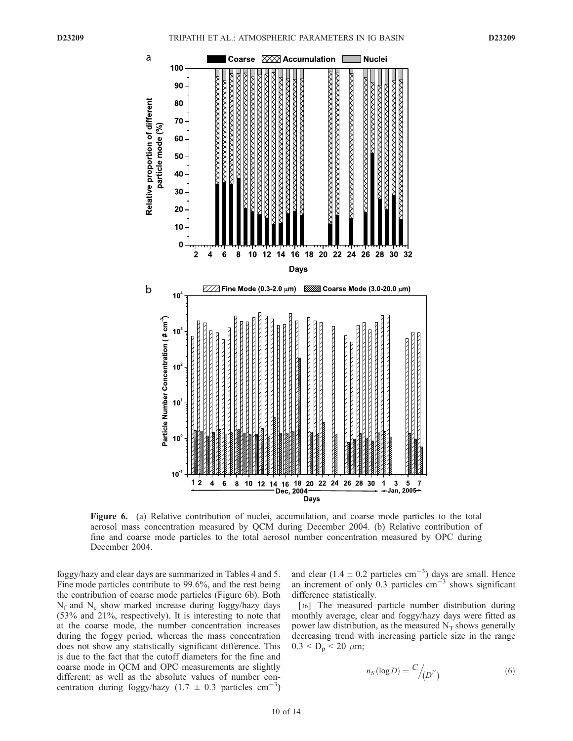**Figure 6.** (a) Relative contribution of nuclei, accumulation, and coarse mode particles to the total aerosol mass concentration measured by QCM during December 2004. (b) Relative contribution of fine and coarse mode particles to the total aerosol number concentration measured by OPC during December 2004.

foggy/hazy and clear days are summarized in Tables 4 and 5. Fine mode particles contribute to 99.6%, and the rest being the contribution of coarse mode particles (Figure 6b). Both $N_f$ and $N_c$ show marked increase during foggy/hazy days (53% and 21%, respectively). It is interesting to note that at the coarse mode, the number concentration increases during the foggy period, whereas the mass concentration does not show any statistically significant difference. This is due to the fact that the cutoff diameters for the fine and coarse mode in QCM and OPC measurements are slightly different; as well as the absolute values of number concentration during foggy/hazy ($1.7 \pm 0.3$ particles $cm^{-3}$) and clear ($1.4 \pm 0.2$ particles $cm^{-3}$) days are small. Hence an increment of only 0.3 particles $cm^{-3}$ shows significant difference statistically.

[36] The measured particle number distribution during monthly average, clear and foggy/hazy days were fitted as power law distribution, as the measured $N_T$ shows generally decreasing trend with increasing particle size in the range $0.3 < D_p < 20$ $\mu$m;

$$n_N(\log D) = C \Big/ \left(D^{\nu}\right) \tag{6}$$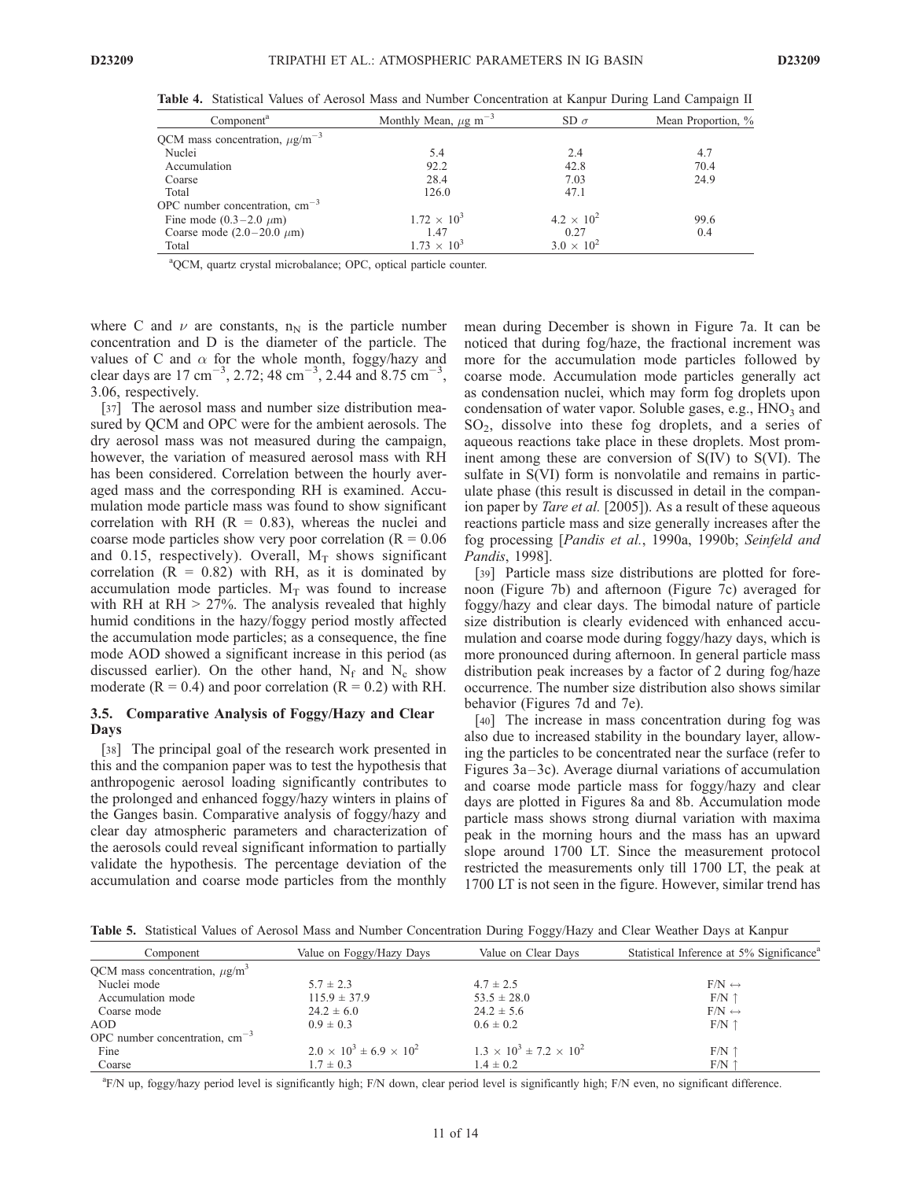**Table 4.** Statistical Values of Aerosol Mass and Number Concentration at Kanpur During Land Campaign II

| Component[a] | Monthly Mean, $\mu g\ m^{-3}$ | SD $\sigma$ | Mean Proportion, % |
|---|---|---|---|
| QCM mass concentration, $\mu g/m^{-3}$ | | | |
| Nuclei | 5.4 | 2.4 | 4.7 |
| Accumulation | 92.2 | 42.8 | 70.4 |
| Coarse | 28.4 | 7.03 | 24.9 |
| Total | 126.0 | 47.1 | |
| OPC number concentration, $cm^{-3}$ | | | |
| Fine mode (0.3–2.0 $\mu$m) | $1.72 \times 10^3$ | $4.2 \times 10^2$ | 99.6 |
| Coarse mode (2.0–20.0 $\mu$m) | 1.47 | 0.27 | 0.4 |
| Total | $1.73 \times 10^3$ | $3.0 \times 10^2$ | |

[a]QCM, quartz crystal microbalance; OPC, optical particle counter.

where C and $\nu$ are constants, $n_N$ is the particle number concentration and D is the diameter of the particle. The values of C and $\alpha$ for the whole month, foggy/hazy and clear days are 17 $cm^{-3}$, 2.72; 48 $cm^{-3}$, 2.44 and 8.75 $cm^{-3}$, 3.06, respectively.

[37] The aerosol mass and number size distribution measured by QCM and OPC were for the ambient aerosols. The dry aerosol mass was not measured during the campaign, however, the variation of measured aerosol mass with RH has been considered. Correlation between the hourly averaged mass and the corresponding RH is examined. Accumulation mode particle mass was found to show significant correlation with RH (R = 0.83), whereas the nuclei and coarse mode particles show very poor correlation (R = 0.06 and 0.15, respectively). Overall, $M_T$ shows significant correlation (R = 0.82) with RH, as it is dominated by accumulation mode particles. $M_T$ was found to increase with RH at RH > 27%. The analysis revealed that highly humid conditions in the hazy/foggy period mostly affected the accumulation mode particles; as a consequence, the fine mode AOD showed a significant increase in this period (as discussed earlier). On the other hand, $N_f$ and $N_c$ show moderate (R = 0.4) and poor correlation (R = 0.2) with RH.

### 3.5. Comparative Analysis of Foggy/Hazy and Clear Days

[38] The principal goal of the research work presented in this and the companion paper was to test the hypothesis that anthropogenic aerosol loading significantly contributes to the prolonged and enhanced foggy/hazy winters in plains of the Ganges basin. Comparative analysis of foggy/hazy and clear day atmospheric parameters and characterization of the aerosols could reveal significant information to partially validate the hypothesis. The percentage deviation of the accumulation and coarse mode particles from the monthly mean during December is shown in Figure 7a. It can be noticed that during fog/haze, the fractional increment was more for the accumulation mode particles followed by coarse mode. Accumulation mode particles generally act as condensation nuclei, which may form fog droplets upon condensation of water vapor. Soluble gases, e.g., $HNO_3$ and $SO_2$, dissolve into these fog droplets, and a series of aqueous reactions take place in these droplets. Most prominent among these are conversion of S(IV) to S(VI). The sulfate in S(VI) form is nonvolatile and remains in particulate phase (this result is discussed in detail in the companion paper by *Tare et al.* [2005]). As a result of these aqueous reactions particle mass and size generally increases after the fog processing [*Pandis et al.*, 1990a, 1990b; *Seinfeld and Pandis*, 1998].

[39] Particle mass size distributions are plotted for forenoon (Figure 7b) and afternoon (Figure 7c) averaged for foggy/hazy and clear days. The bimodal nature of particle size distribution is clearly evidenced with enhanced accumulation and coarse mode during foggy/hazy days, which is more pronounced during afternoon. In general particle mass distribution peak increases by a factor of 2 during fog/haze occurrence. The number size distribution also shows similar behavior (Figures 7d and 7e).

[40] The increase in mass concentration during fog was also due to increased stability in the boundary layer, allowing the particles to be concentrated near the surface (refer to Figures 3a–3c). Average diurnal variations of accumulation and coarse mode particle mass for foggy/hazy and clear days are plotted in Figures 8a and 8b. Accumulation mode particle mass shows strong diurnal variation with maxima peak in the morning hours and the mass has an upward slope around 1700 LT. Since the measurement protocol restricted the measurements only till 1700 LT, the peak at 1700 LT is not seen in the figure. However, similar trend has

**Table 5.** Statistical Values of Aerosol Mass and Number Concentration During Foggy/Hazy and Clear Weather Days at Kanpur

| Component | Value on Foggy/Hazy Days | Value on Clear Days | Statistical Inference at 5% Significance[a] |
|---|---|---|---|
| QCM mass concentration, $\mu g/m^3$ | | | |
| Nuclei mode | 5.7 ± 2.3 | 4.7 ± 2.5 | F/N ↔ |
| Accumulation mode | 115.9 ± 37.9 | 53.5 ± 28.0 | F/N ↑ |
| Coarse mode | 24.2 ± 6.0 | 24.2 ± 5.6 | F/N ↔ |
| AOD | 0.9 ± 0.3 | 0.6 ± 0.2 | F/N ↑ |
| OPC number concentration, $cm^{-3}$ | | | |
| Fine | $2.0 \times 10^3 \pm 6.9 \times 10^2$ | $1.3 \times 10^3 \pm 7.2 \times 10^2$ | F/N ↑ |
| Coarse | 1.7 ± 0.3 | 1.4 ± 0.2 | F/N ↑ |

[a]F/N up, foggy/hazy period level is significantly high; F/N down, clear period level is significantly high; F/N even, no significant difference.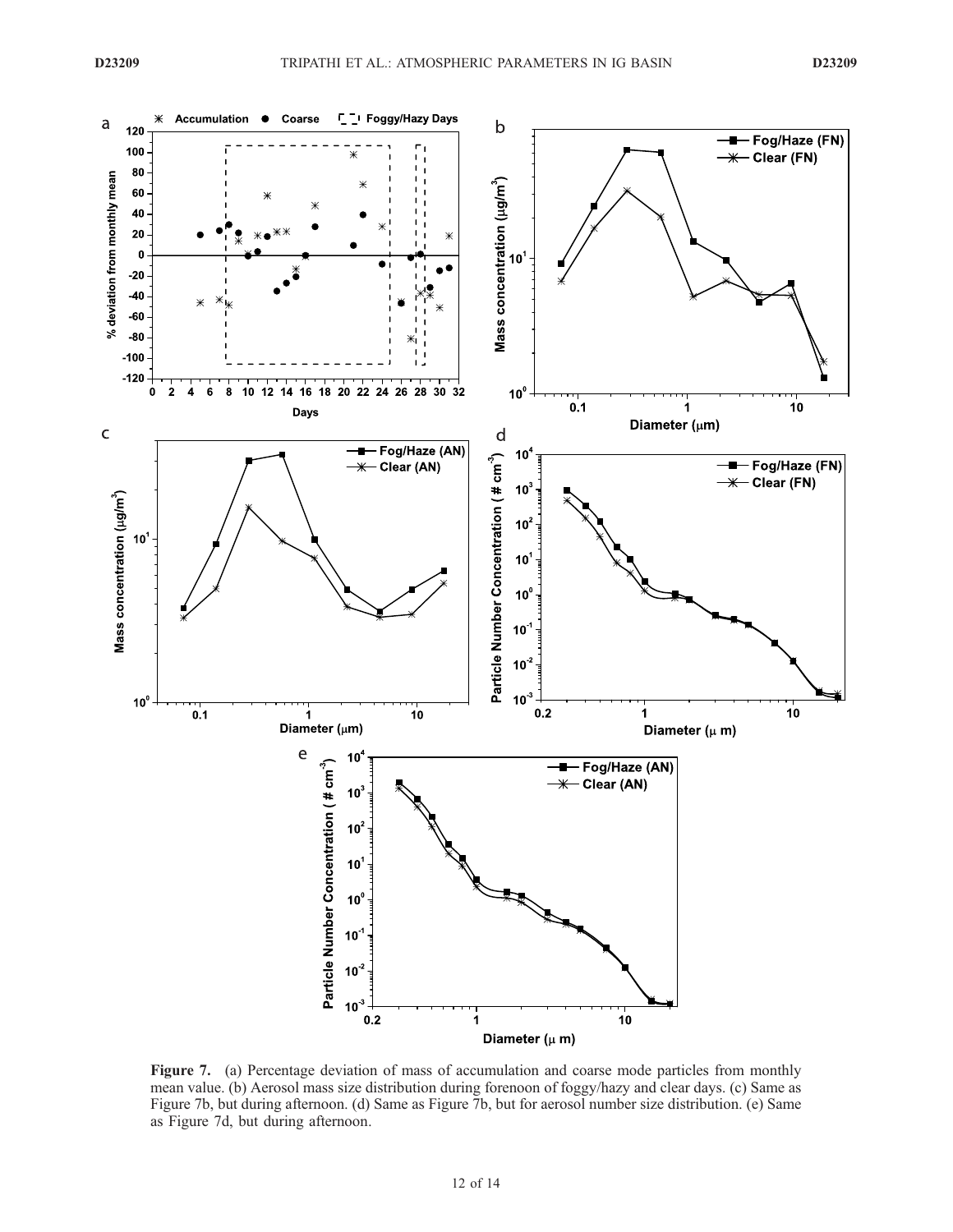**Figure 7.** (a) Percentage deviation of mass of accumulation and coarse mode particles from monthly mean value. (b) Aerosol mass size distribution during forenoon of foggy/hazy and clear days. (c) Same as Figure 7b, but during afternoon. (d) Same as Figure 7b, but for aerosol number size distribution. (e) Same as Figure 7d, but during afternoon.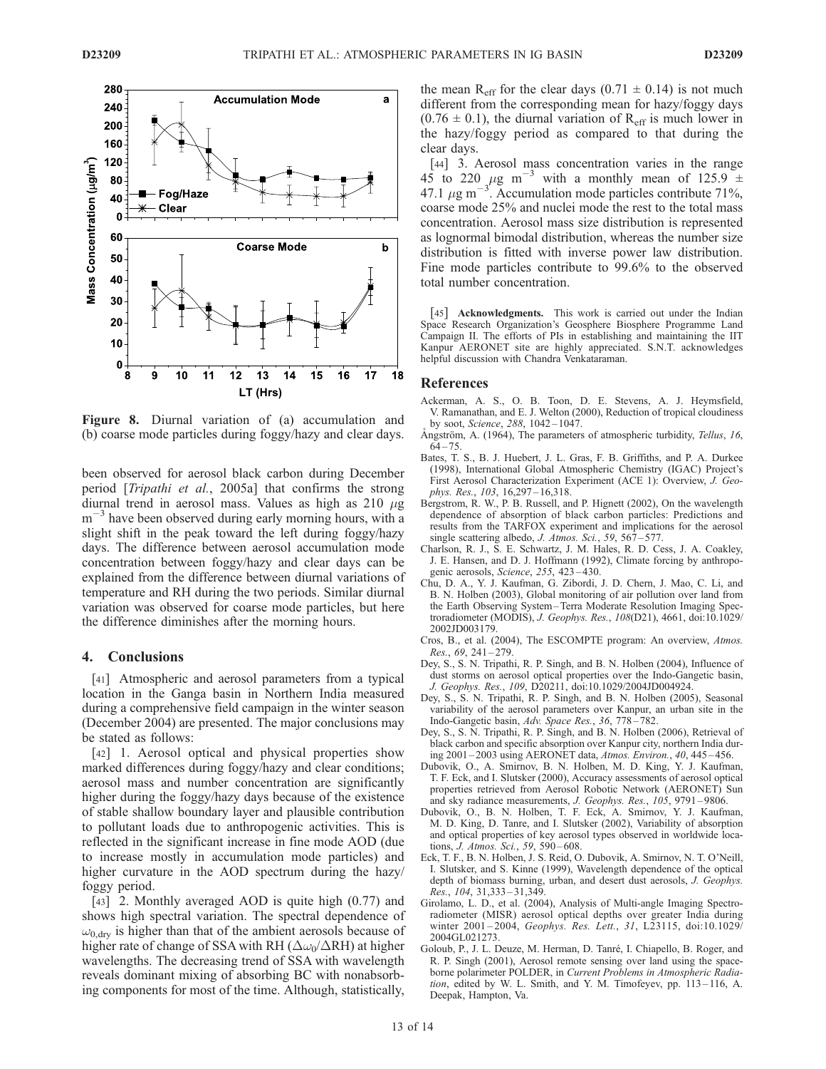**Figure 8.** Diurnal variation of (a) accumulation and (b) coarse mode particles during foggy/hazy and clear days.

been observed for aerosol black carbon during December period [*Tripathi et al.*, 2005a] that confirms the strong diurnal trend in aerosol mass. Values as high as 210 $\mu$g m$^{-3}$ have been observed during early morning hours, with a slight shift in the peak toward the left during foggy/hazy days. The difference between aerosol accumulation mode concentration between foggy/hazy and clear days can be explained from the difference between diurnal variations of temperature and RH during the two periods. Similar diurnal variation was observed for coarse mode particles, but here the difference diminishes after the morning hours.

## 4. Conclusions

[41] Atmospheric and aerosol parameters from a typical location in the Ganga basin in Northern India measured during a comprehensive field campaign in the winter season (December 2004) are presented. The major conclusions may be stated as follows:

[42] 1. Aerosol optical and physical properties show marked differences during foggy/hazy and clear conditions; aerosol mass and number concentration are significantly higher during the foggy/hazy days because of the existence of stable shallow boundary layer and plausible contribution to pollutant loads due to anthropogenic activities. This is reflected in the significant increase in fine mode AOD (due to increase mostly in accumulation mode particles) and higher curvature in the AOD spectrum during the hazy/foggy period.

[43] 2. Monthly averaged AOD is quite high (0.77) and shows high spectral variation. The spectral dependence of $\omega_{0,dry}$ is higher than that of the ambient aerosols because of higher rate of change of SSA with RH ($\Delta\omega_0/\Delta$RH) at higher wavelengths. The decreasing trend of SSA with wavelength reveals dominant mixing of absorbing BC with nonabsorbing components for most of the time. Although, statistically, the mean $R_{eff}$ for the clear days (0.71 $\pm$ 0.14) is not much different from the corresponding mean for hazy/foggy days (0.76 $\pm$ 0.1), the diurnal variation of $R_{eff}$ is much lower in the hazy/foggy period as compared to that during the clear days.

[44] 3. Aerosol mass concentration varies in the range 45 to 220 $\mu$g m$^{-3}$ with a monthly mean of 125.9 $\pm$ 47.1 $\mu$g m$^{-3}$. Accumulation mode particles contribute 71%, coarse mode 25% and nuclei mode the rest to the total mass concentration. Aerosol mass size distribution is represented as lognormal bimodal distribution, whereas the number size distribution is fitted with inverse power law distribution. Fine mode particles contribute to 99.6% to the observed total number concentration.

[45] **Acknowledgments.** This work is carried out under the Indian Space Research Organization's Geosphere Biosphere Programme Land Campaign II. The efforts of PIs in establishing and maintaining the IIT Kanpur AERONET site are highly appreciated. S.N.T. acknowledges helpful discussion with Chandra Venkataraman.

## References

Ackerman, A. S., O. B. Toon, D. E. Stevens, A. J. Heymsfield, V. Ramanathan, and E. J. Welton (2000), Reduction of tropical cloudiness by soot, *Science*, *288*, 1042–1047.

Ångström, A. (1964), The parameters of atmospheric turbidity, *Tellus*, *16*, 64–75.

Bates, T. S., B. J. Huebert, J. L. Gras, F. B. Griffiths, and P. A. Durkee (1998), International Global Atmospheric Chemistry (IGAC) Project's First Aerosol Characterization Experiment (ACE 1): Overview, *J. Geophys. Res.*, *103*, 16,297–16,318.

Bergstrom, R. W., P. B. Russell, and P. Hignett (2002), On the wavelength dependence of absorption of black carbon particles: Predictions and results from the TARFOX experiment and implications for the aerosol single scattering albedo, *J. Atmos. Sci.*, *59*, 567–577.

Charlson, R. J., S. E. Schwartz, J. M. Hales, R. D. Cess, J. A. Coakley, J. E. Hansen, and D. J. Hoffmann (1992), Climate forcing by anthropogenic aerosols, *Science*, *255*, 423–430.

Chu, D. A., Y. J. Kaufman, G. Zibordi, J. D. Chern, J. Mao, C. Li, and B. N. Holben (2003), Global monitoring of air pollution over land from the Earth Observing System–Terra Moderate Resolution Imaging Spectroradiometer (MODIS), *J. Geophys. Res.*, *108*(D21), 4661, doi:10.1029/2002JD003179.

Cros, B., et al. (2004), The ESCOMPTE program: An overview, *Atmos. Res.*, *69*, 241–279.

Dey, S., S. N. Tripathi, R. P. Singh, and B. N. Holben (2004), Influence of dust storms on aerosol optical properties over the Indo-Gangetic basin, *J. Geophys. Res.*, *109*, D20211, doi:10.1029/2004JD004924.

Dey, S., S. N. Tripathi, R. P. Singh, and B. N. Holben (2005), Seasonal variability of the aerosol parameters over Kanpur, an urban site in the Indo-Gangetic basin, *Adv. Space Res.*, *36*, 778–782.

Dey, S., S. N. Tripathi, R. P. Singh, and B. N. Holben (2006), Retrieval of black carbon and specific absorption over Kanpur city, northern India during 2001–2003 using AERONET data, *Atmos. Environ.*, *40*, 445–456.

Dubovik, O., A. Smirnov, B. N. Holben, M. D. King, Y. J. Kaufman, T. F. Eck, and I. Slutsker (2000), Accuracy assessments of aerosol optical properties retrieved from Aerosol Robotic Network (AERONET) Sun and sky radiance measurements, *J. Geophys. Res.*, *105*, 9791–9806.

Dubovik, O., B. N. Holben, T. F. Eck, A. Smirnov, Y. J. Kaufman, M. D. King, D. Tanre, and I. Slutsker (2002), Variability of absorption and optical properties of key aerosol types observed in worldwide locations, *J. Atmos. Sci.*, *59*, 590–608.

Eck, T. F., B. N. Holben, J. S. Reid, O. Dubovik, A. Smirnov, N. T. O'Neill, I. Slutsker, and S. Kinne (1999), Wavelength dependence of the optical depth of biomass burning, urban, and desert dust aerosols, *J. Geophys. Res.*, *104*, 31,333–31,349.

Girolamo, L. D., et al. (2004), Analysis of Multi-angle Imaging Spectroradiometer (MISR) aerosol optical depths over greater India during winter 2001–2004, *Geophys. Res. Lett.*, *31*, L23115, doi:10.1029/2004GL021273.

Goloub, P., J. L. Deuze, M. Herman, D. Tanré, I. Chiapello, B. Roger, and R. P. Singh (2001), Aerosol remote sensing over land using the spaceborne polarimeter POLDER, in *Current Problems in Atmospheric Radiation*, edited by W. L. Smith, and Y. M. Timofeyev, pp. 113–116, A. Deepak, Hampton, Va.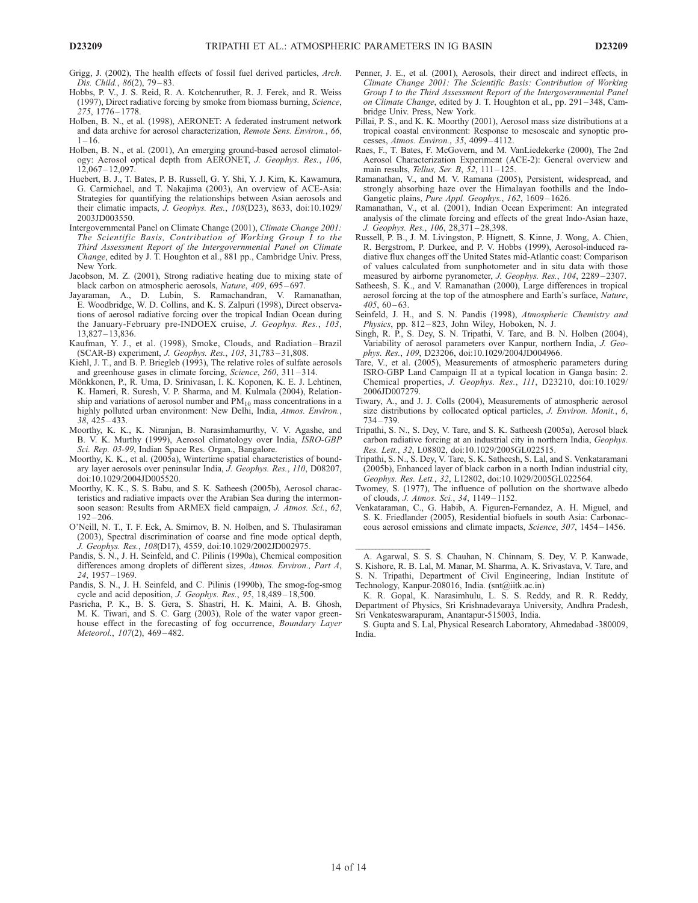Grigg, J. (2002), The health effects of fossil fuel derived particles, *Arch. Dis. Child.*, *86*(2), 79–83.

Hobbs, P. V., J. S. Reid, R. A. Kotchenruther, R. J. Ferek, and R. Weiss (1997), Direct radiative forcing by smoke from biomass burning, *Science*, *275*, 1776–1778.

Holben, B. N., et al. (1998), AERONET: A federated instrument network and data archive for aerosol characterization, *Remote Sens. Environ.*, *66*, 1–16.

Holben, B. N., et al. (2001), An emerging ground-based aerosol climatology: Aerosol optical depth from AERONET, *J. Geophys. Res.*, *106*, 12,067–12,097.

Huebert, B. J., T. Bates, P. B. Russell, G. Y. Shi, Y. J. Kim, K. Kawamura, G. Carmichael, and T. Nakajima (2003), An overview of ACE-Asia: Strategies for quantifying the relationships between Asian aerosols and their climatic impacts, *J. Geophys. Res.*, *108*(D23), 8633, doi:10.1029/2003JD003550.

Intergovernmental Panel on Climate Change (2001), *Climate Change 2001: The Scientific Basis, Contribution of Working Group I to the Third Assessment Report of the Intergovernmental Panel on Climate Change*, edited by J. T. Houghton et al., 881 pp., Cambridge Univ. Press, New York.

Jacobson, M. Z. (2001), Strong radiative heating due to mixing state of black carbon on atmospheric aerosols, *Nature*, *409*, 695–697.

Jayaraman, A., D. Lubin, S. Ramachandran, V. Ramanathan, E. Woodbridge, W. D. Collins, and K. S. Zalpuri (1998), Direct observations of aerosol radiative forcing over the tropical Indian Ocean during the January-February pre-INDOEX cruise, *J. Geophys. Res.*, *103*, 13,827–13,836.

Kaufman, Y. J., et al. (1998), Smoke, Clouds, and Radiation–Brazil (SCAR-B) experiment, *J. Geophys. Res.*, *103*, 31,783–31,808.

Kiehl, J. T., and B. P. Briegleb (1993), The relative roles of sulfate aerosols and greenhouse gases in climate forcing, *Science*, *260*, 311–314.

Mönkkonen, P., R. Uma, D. Srinivasan, I. K. Koponen, K. E. J. Lehtinen, K. Hameri, R. Suresh, V. P. Sharma, and M. Kulmala (2004), Relationship and variations of aerosol number and $PM_{10}$ mass concentrations in a highly polluted urban environment: New Delhi, India, *Atmos. Environ.*, *38*, 425–433.

Moorthy, K. K., K. Niranjan, B. Narasimhamurthy, V. V. Agashe, and B. V. K. Murthy (1999), Aerosol climatology over India, *ISRO-GBP Sci. Rep. 03-99*, Indian Space Res. Organ., Bangalore.

Moorthy, K. K., et al. (2005a), Wintertime spatial characteristics of boundary layer aerosols over peninsular India, *J. Geophys. Res.*, *110*, D08207, doi:10.1029/2004JD005520.

Moorthy, K. K., S. S. Babu, and S. K. Satheesh (2005b), Aerosol characteristics and radiative impacts over the Arabian Sea during the intermonsoon season: Results from ARMEX field campaign, *J. Atmos. Sci.*, *62*, 192–206.

O'Neill, N. T., T. F. Eck, A. Smirnov, B. N. Holben, and S. Thulasiraman (2003), Spectral discrimination of coarse and fine mode optical depth, *J. Geophys. Res.*, *108*(D17), 4559, doi:10.1029/2002JD002975.

Pandis, S. N., J. H. Seinfeld, and C. Pilinis (1990a), Chemical composition differences among droplets of different sizes, *Atmos. Environ., Part A*, *24*, 1957–1969.

Pandis, S. N., J. H. Seinfeld, and C. Pilinis (1990b), The smog-fog-smog cycle and acid deposition, *J. Geophys. Res.*, *95*, 18,489–18,500.

Pasricha, P. K., B. S. Gera, S. Shastri, H. K. Maini, A. B. Ghosh, M. K. Tiwari, and S. C. Garg (2003), Role of the water vapor greenhouse effect in the forecasting of fog occurrence, *Boundary Layer Meteorol.*, *107*(2), 469–482.

Penner, J. E., et al. (2001), Aerosols, their direct and indirect effects, in *Climate Change 2001: The Scientific Basis: Contribution of Working Group I to the Third Assessment Report of the Intergovernmental Panel on Climate Change*, edited by J. T. Houghton et al., pp. 291–348, Cambridge Univ. Press, New York.

Pillai, P. S., and K. K. Moorthy (2001), Aerosol mass size distributions at a tropical coastal environment: Response to mesoscale and synoptic processes, *Atmos. Environ.*, *35*, 4099–4112.

Raes, F., T. Bates, F. McGovern, and M. VanLiedekerke (2000), The 2nd Aerosol Characterization Experiment (ACE-2): General overview and main results, *Tellus, Ser. B*, *52*, 111–125.

Ramanathan, V., and M. V. Ramana (2005), Persistent, widespread, and strongly absorbing haze over the Himalayan foothills and the Indo-Gangetic plains, *Pure Appl. Geophys.*, *162*, 1609–1626.

Ramanathan, V., et al. (2001), Indian Ocean Experiment: An integrated analysis of the climate forcing and effects of the great Indo-Asian haze, *J. Geophys. Res.*, *106*, 28,371–28,398.

Russell, P. B., J. M. Livingston, P. Hignett, S. Kinne, J. Wong, A. Chien, R. Bergstrom, P. Durkee, and P. V. Hobbs (1999), Aerosol-induced radiative flux changes off the United States mid-Atlantic coast: Comparison of values calculated from sunphotometer and in situ data with those measured by airborne pyranometer, *J. Geophys. Res.*, *104*, 2289–2307.

Satheesh, S. K., and V. Ramanathan (2000), Large differences in tropical aerosol forcing at the top of the atmosphere and Earth's surface, *Nature*, *405*, 60–63.

Seinfeld, J. H., and S. N. Pandis (1998), *Atmospheric Chemistry and Physics*, pp. 812–823, John Wiley, Hoboken, N. J.

Singh, R. P., S. Dey, S. N. Tripathi, V. Tare, and B. N. Holben (2004), Variability of aerosol parameters over Kanpur, northern India, *J. Geophys. Res.*, *109*, D23206, doi:10.1029/2004JD004966.

Tare, V., et al. (2005), Measurements of atmospheric parameters during ISRO-GBP Land Campaign II at a typical location in Ganga basin: 2. Chemical properties, *J. Geophys. Res.*, *111*, D23210, doi:10.1029/2006JD007279.

Tiwary, A., and J. J. Colls (2004), Measurements of atmospheric aerosol size distributions by collocated optical particles, *J. Environ. Monit.*, *6*, 734–739.

Tripathi, S. N., S. Dey, V. Tare, and S. K. Satheesh (2005a), Aerosol black carbon radiative forcing at an industrial city in northern India, *Geophys. Res. Lett.*, *32*, L08802, doi:10.1029/2005GL022515.

Tripathi, S. N., S. Dey, V. Tare, S. K. Satheesh, S. Lal, and S. Venkataramani (2005b), Enhanced layer of black carbon in a north Indian industrial city, *Geophys. Res. Lett.*, *32*, L12802, doi:10.1029/2005GL022564.

Twomey, S. (1977), The influence of pollution on the shortwave albedo of clouds, *J. Atmos. Sci.*, *34*, 1149–1152.

Venkataraman, C., G. Habib, A. Figuren-Fernandez, A. H. Miguel, and S. K. Friedlander (2005), Residential biofuels in south Asia: Carbonaceous aerosol emissions and climate impacts, *Science*, *307*, 1454–1456.

---

A. Agarwal, S. S. S. Chauhan, N. Chinnam, S. Dey, V. P. Kanwade, S. Kishore, R. B. Lal, M. Manar, M. Sharma, A. K. Srivastava, V. Tare, and S. N. Tripathi, Department of Civil Engineering, Indian Institute of Technology, Kanpur-208016, India. (snt@iitk.ac.in)

K. R. Gopal, K. Narasimhulu, L. S. S. Reddy, and R. R. Reddy, Department of Physics, Sri Krishnadevaraya University, Andhra Pradesh, Sri Venkateswarapuram, Anantapur-515003, India.

S. Gupta and S. Lal, Physical Research Laboratory, Ahmedabad -380009, India.